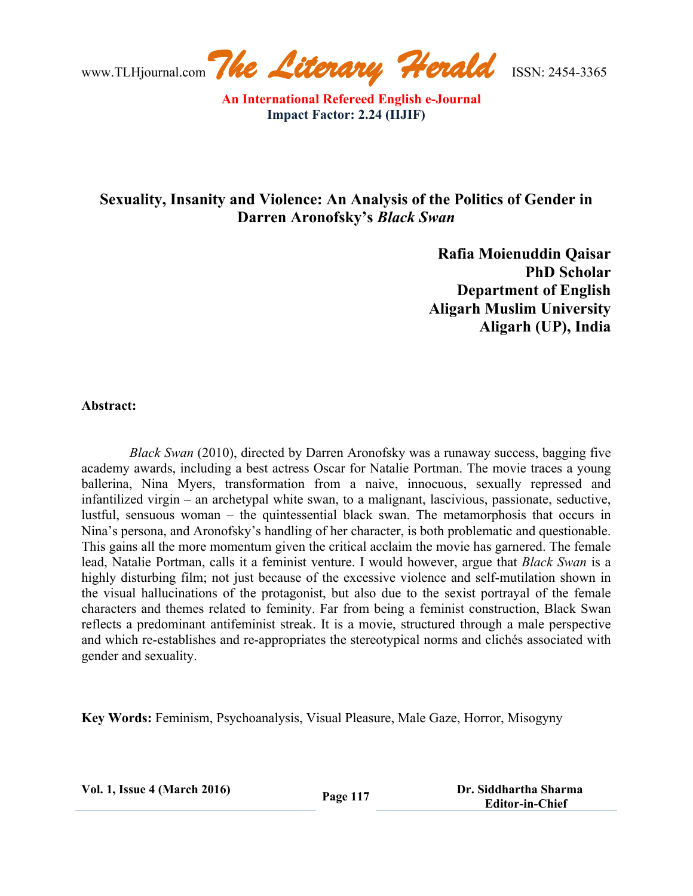# Sexuality, Insanity and Violence: An Analysis of the Politics of Gender in Darren Aronofsky's *Black Swan*

**Rafia Moienuddin Qaisar**
**PhD Scholar**
**Department of English**
**Aligarh Muslim University**
**Aligarh (UP), India**

**Abstract:**

*Black Swan* (2010), directed by Darren Aronofsky was a runaway success, bagging five academy awards, including a best actress Oscar for Natalie Portman. The movie traces a young ballerina, Nina Myers, transformation from a naive, innocuous, sexually repressed and infantilized virgin – an archetypal white swan, to a malignant, lascivious, passionate, seductive, lustful, sensuous woman – the quintessential black swan. The metamorphosis that occurs in Nina's persona, and Aronofsky's handling of her character, is both problematic and questionable. This gains all the more momentum given the critical acclaim the movie has garnered. The female lead, Natalie Portman, calls it a feminist venture. I would however, argue that *Black Swan* is a highly disturbing film; not just because of the excessive violence and self-mutilation shown in the visual hallucinations of the protagonist, but also due to the sexist portrayal of the female characters and themes related to feminity. Far from being a feminist construction, Black Swan reflects a predominant antifeminist streak. It is a movie, structured through a male perspective and which re-establishes and re-appropriates the stereotypical norms and clichés associated with gender and sexuality.

**Key Words:** Feminism, Psychoanalysis, Visual Pleasure, Male Gaze, Horror, Misogyny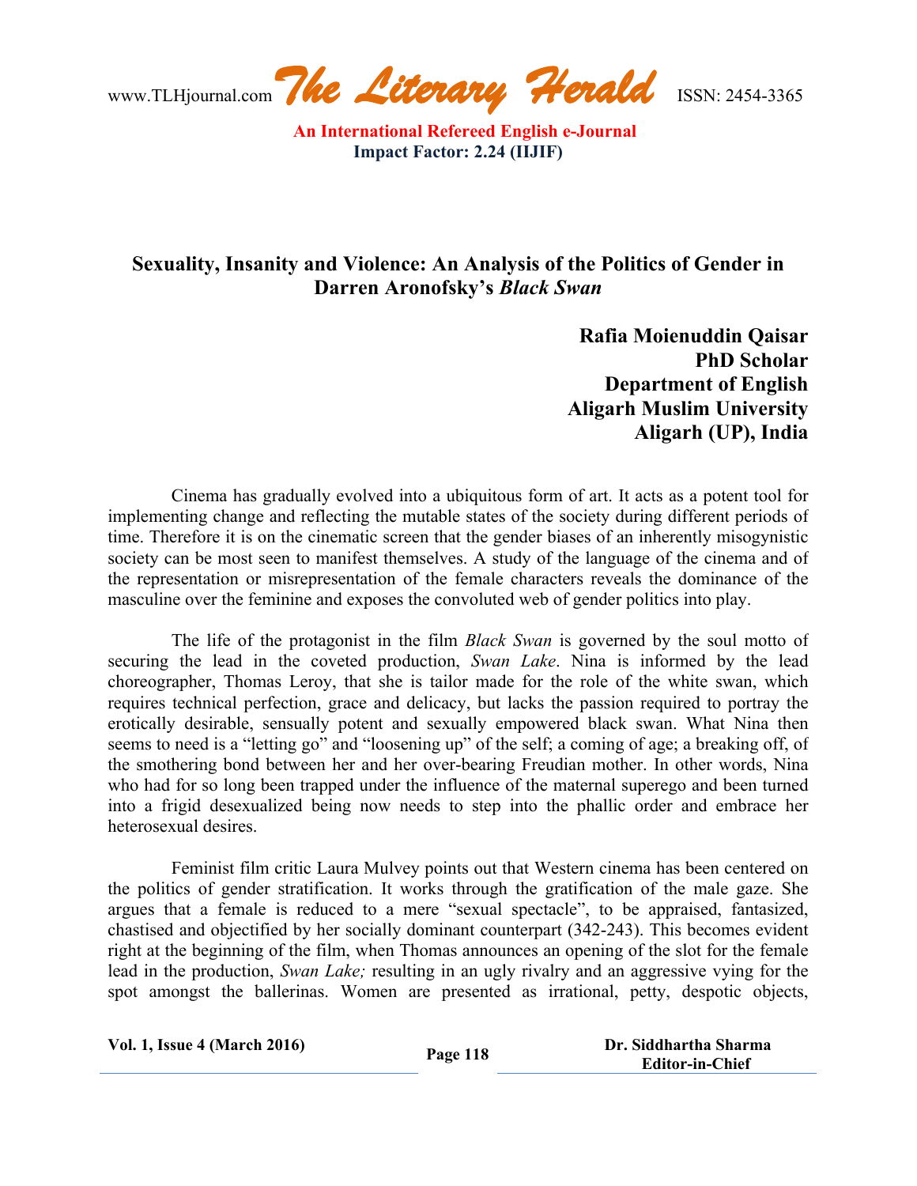# Sexuality, Insanity and Violence: An Analysis of the Politics of Gender in Darren Aronofsky's *Black Swan*

**Rafia Moienuddin Qaisar**
**PhD Scholar**
**Department of English**
**Aligarh Muslim University**
**Aligarh (UP), India**

Cinema has gradually evolved into a ubiquitous form of art. It acts as a potent tool for implementing change and reflecting the mutable states of the society during different periods of time. Therefore it is on the cinematic screen that the gender biases of an inherently misogynistic society can be most seen to manifest themselves. A study of the language of the cinema and of the representation or misrepresentation of the female characters reveals the dominance of the masculine over the feminine and exposes the convoluted web of gender politics into play.

The life of the protagonist in the film *Black Swan* is governed by the soul motto of securing the lead in the coveted production, *Swan Lake*. Nina is informed by the lead choreographer, Thomas Leroy, that she is tailor made for the role of the white swan, which requires technical perfection, grace and delicacy, but lacks the passion required to portray the erotically desirable, sensually potent and sexually empowered black swan. What Nina then seems to need is a "letting go" and "loosening up" of the self; a coming of age; a breaking off, of the smothering bond between her and her over-bearing Freudian mother. In other words, Nina who had for so long been trapped under the influence of the maternal superego and been turned into a frigid desexualized being now needs to step into the phallic order and embrace her heterosexual desires.

Feminist film critic Laura Mulvey points out that Western cinema has been centered on the politics of gender stratification. It works through the gratification of the male gaze. She argues that a female is reduced to a mere "sexual spectacle", to be appraised, fantasized, chastised and objectified by her socially dominant counterpart (342-243). This becomes evident right at the beginning of the film, when Thomas announces an opening of the slot for the female lead in the production, *Swan Lake;* resulting in an ugly rivalry and an aggressive vying for the spot amongst the ballerinas. Women are presented as irrational, petty, despotic objects,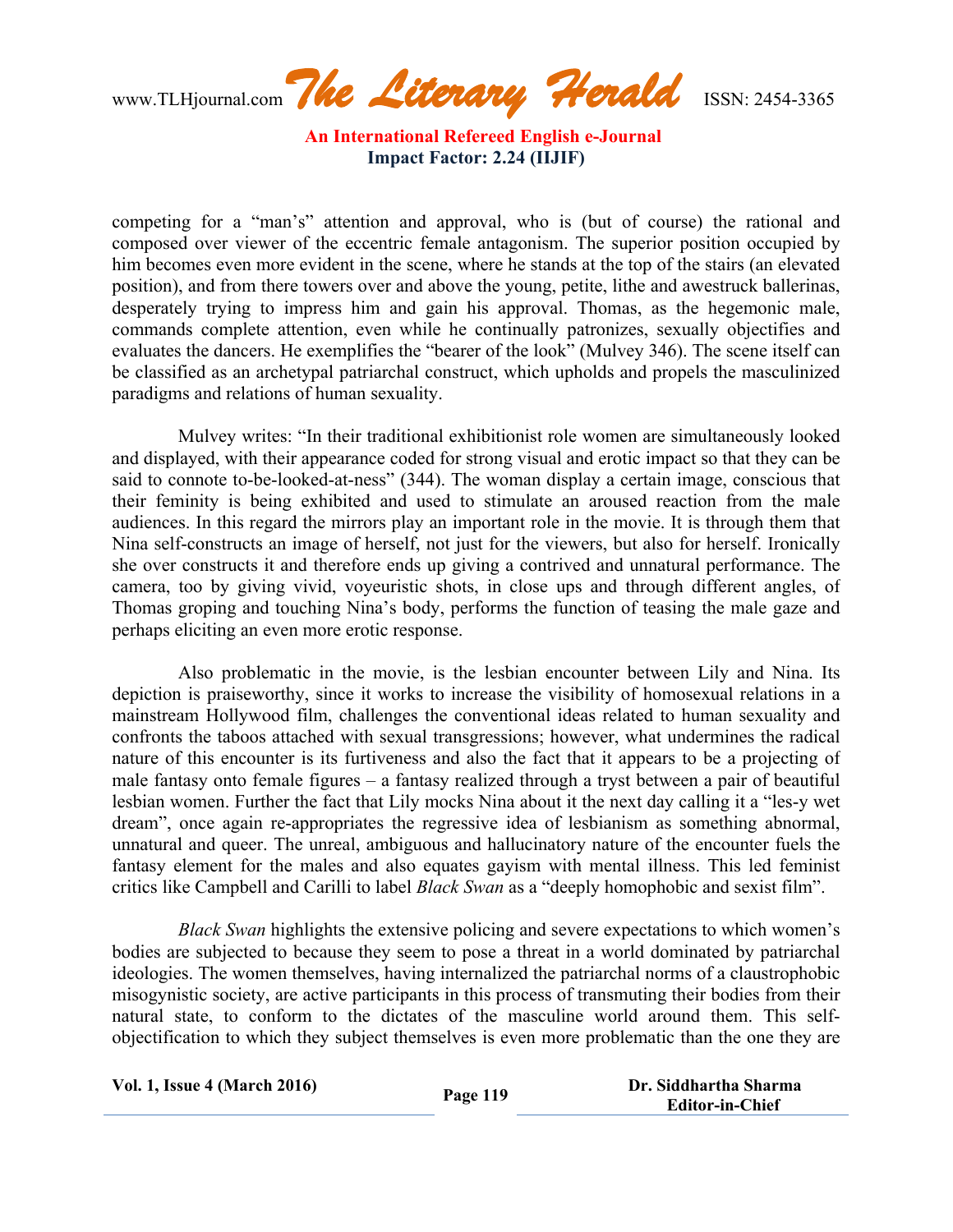competing for a "man's" attention and approval, who is (but of course) the rational and composed over viewer of the eccentric female antagonism. The superior position occupied by him becomes even more evident in the scene, where he stands at the top of the stairs (an elevated position), and from there towers over and above the young, petite, lithe and awestruck ballerinas, desperately trying to impress him and gain his approval. Thomas, as the hegemonic male, commands complete attention, even while he continually patronizes, sexually objectifies and evaluates the dancers. He exemplifies the "bearer of the look" (Mulvey 346). The scene itself can be classified as an archetypal patriarchal construct, which upholds and propels the masculinized paradigms and relations of human sexuality.

Mulvey writes: "In their traditional exhibitionist role women are simultaneously looked and displayed, with their appearance coded for strong visual and erotic impact so that they can be said to connote to-be-looked-at-ness" (344). The woman display a certain image, conscious that their feminity is being exhibited and used to stimulate an aroused reaction from the male audiences. In this regard the mirrors play an important role in the movie. It is through them that Nina self-constructs an image of herself, not just for the viewers, but also for herself. Ironically she over constructs it and therefore ends up giving a contrived and unnatural performance. The camera, too by giving vivid, voyeuristic shots, in close ups and through different angles, of Thomas groping and touching Nina's body, performs the function of teasing the male gaze and perhaps eliciting an even more erotic response.

Also problematic in the movie, is the lesbian encounter between Lily and Nina. Its depiction is praiseworthy, since it works to increase the visibility of homosexual relations in a mainstream Hollywood film, challenges the conventional ideas related to human sexuality and confronts the taboos attached with sexual transgressions; however, what undermines the radical nature of this encounter is its furtiveness and also the fact that it appears to be a projecting of male fantasy onto female figures – a fantasy realized through a tryst between a pair of beautiful lesbian women. Further the fact that Lily mocks Nina about it the next day calling it a "les-y wet dream", once again re-appropriates the regressive idea of lesbianism as something abnormal, unnatural and queer. The unreal, ambiguous and hallucinatory nature of the encounter fuels the fantasy element for the males and also equates gayism with mental illness. This led feminist critics like Campbell and Carilli to label *Black Swan* as a "deeply homophobic and sexist film".

*Black Swan* highlights the extensive policing and severe expectations to which women's bodies are subjected to because they seem to pose a threat in a world dominated by patriarchal ideologies. The women themselves, having internalized the patriarchal norms of a claustrophobic misogynistic society, are active participants in this process of transmuting their bodies from their natural state, to conform to the dictates of the masculine world around them. This self-objectification to which they subject themselves is even more problematic than the one they are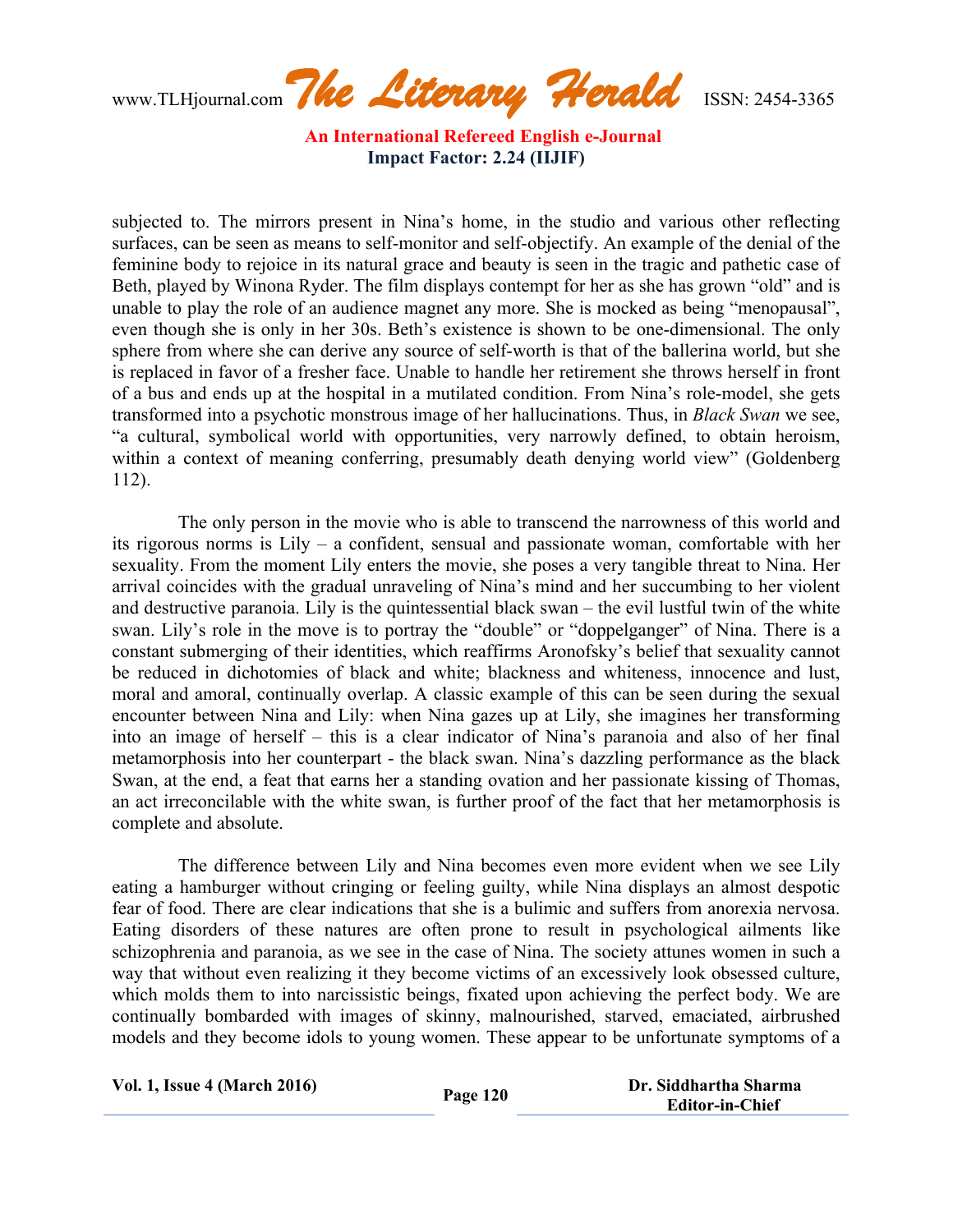subjected to. The mirrors present in Nina's home, in the studio and various other reflecting surfaces, can be seen as means to self-monitor and self-objectify. An example of the denial of the feminine body to rejoice in its natural grace and beauty is seen in the tragic and pathetic case of Beth, played by Winona Ryder. The film displays contempt for her as she has grown "old" and is unable to play the role of an audience magnet any more. She is mocked as being "menopausal", even though she is only in her 30s. Beth's existence is shown to be one-dimensional. The only sphere from where she can derive any source of self-worth is that of the ballerina world, but she is replaced in favor of a fresher face. Unable to handle her retirement she throws herself in front of a bus and ends up at the hospital in a mutilated condition. From Nina's role-model, she gets transformed into a psychotic monstrous image of her hallucinations. Thus, in *Black Swan* we see, "a cultural, symbolical world with opportunities, very narrowly defined, to obtain heroism, within a context of meaning conferring, presumably death denying world view" (Goldenberg 112).

The only person in the movie who is able to transcend the narrowness of this world and its rigorous norms is Lily – a confident, sensual and passionate woman, comfortable with her sexuality. From the moment Lily enters the movie, she poses a very tangible threat to Nina. Her arrival coincides with the gradual unraveling of Nina's mind and her succumbing to her violent and destructive paranoia. Lily is the quintessential black swan – the evil lustful twin of the white swan. Lily's role in the move is to portray the "double" or "doppelganger" of Nina. There is a constant submerging of their identities, which reaffirms Aronofsky's belief that sexuality cannot be reduced in dichotomies of black and white; blackness and whiteness, innocence and lust, moral and amoral, continually overlap. A classic example of this can be seen during the sexual encounter between Nina and Lily: when Nina gazes up at Lily, she imagines her transforming into an image of herself – this is a clear indicator of Nina's paranoia and also of her final metamorphosis into her counterpart - the black swan. Nina's dazzling performance as the black Swan, at the end, a feat that earns her a standing ovation and her passionate kissing of Thomas, an act irreconcilable with the white swan, is further proof of the fact that her metamorphosis is complete and absolute.

The difference between Lily and Nina becomes even more evident when we see Lily eating a hamburger without cringing or feeling guilty, while Nina displays an almost despotic fear of food. There are clear indications that she is a bulimic and suffers from anorexia nervosa. Eating disorders of these natures are often prone to result in psychological ailments like schizophrenia and paranoia, as we see in the case of Nina. The society attunes women in such a way that without even realizing it they become victims of an excessively look obsessed culture, which molds them to into narcissistic beings, fixated upon achieving the perfect body. We are continually bombarded with images of skinny, malnourished, starved, emaciated, airbrushed models and they become idols to young women. These appear to be unfortunate symptoms of a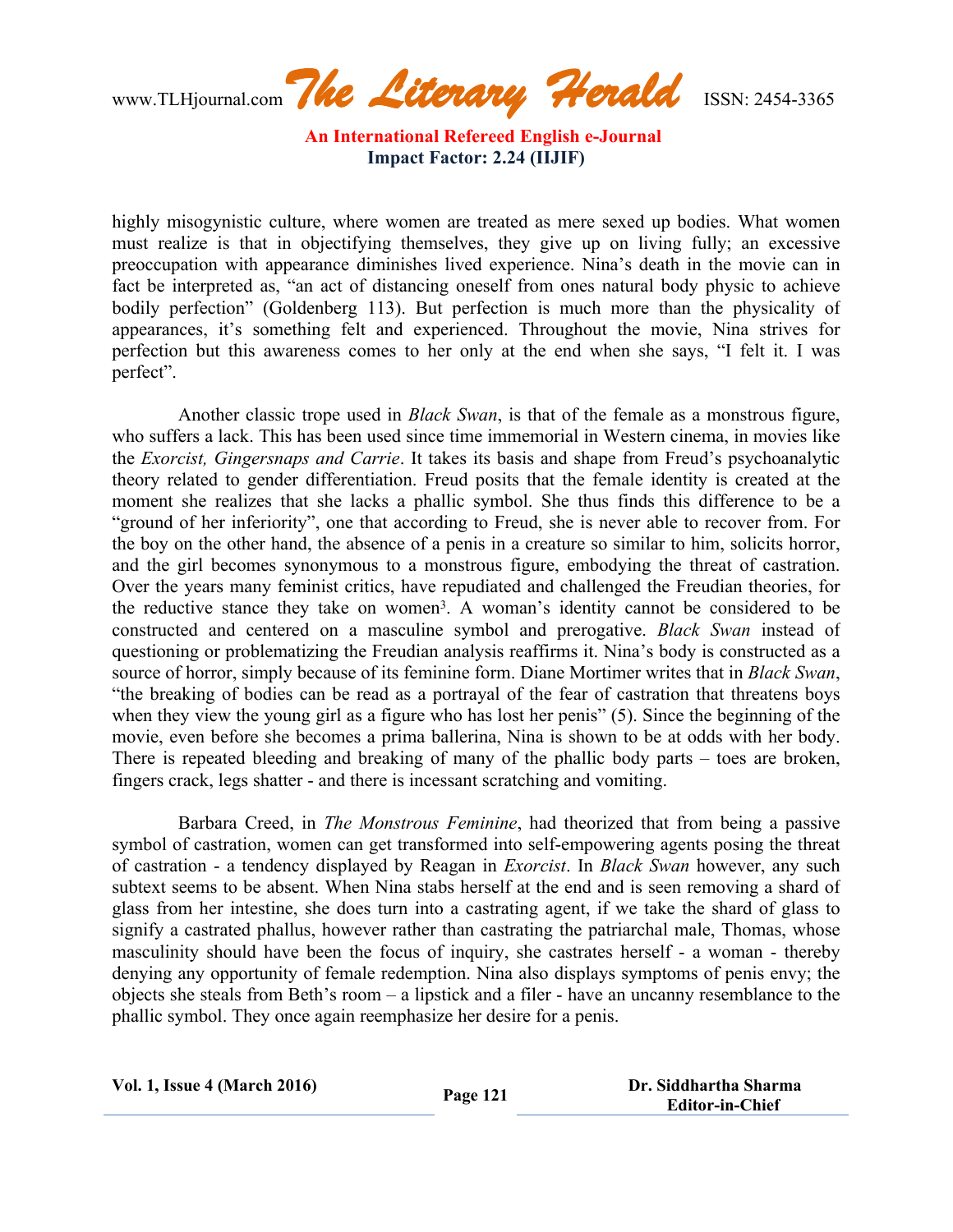highly misogynistic culture, where women are treated as mere sexed up bodies. What women must realize is that in objectifying themselves, they give up on living fully; an excessive preoccupation with appearance diminishes lived experience. Nina's death in the movie can in fact be interpreted as, "an act of distancing oneself from ones natural body physic to achieve bodily perfection" (Goldenberg 113). But perfection is much more than the physicality of appearances, it's something felt and experienced. Throughout the movie, Nina strives for perfection but this awareness comes to her only at the end when she says, "I felt it. I was perfect".

Another classic trope used in *Black Swan*, is that of the female as a monstrous figure, who suffers a lack. This has been used since time immemorial in Western cinema, in movies like the *Exorcist, Gingersnaps and Carrie*. It takes its basis and shape from Freud's psychoanalytic theory related to gender differentiation. Freud posits that the female identity is created at the moment she realizes that she lacks a phallic symbol. She thus finds this difference to be a "ground of her inferiority", one that according to Freud, she is never able to recover from. For the boy on the other hand, the absence of a penis in a creature so similar to him, solicits horror, and the girl becomes synonymous to a monstrous figure, embodying the threat of castration. Over the years many feminist critics, have repudiated and challenged the Freudian theories, for the reductive stance they take on women[3]. A woman's identity cannot be considered to be constructed and centered on a masculine symbol and prerogative. *Black Swan* instead of questioning or problematizing the Freudian analysis reaffirms it. Nina's body is constructed as a source of horror, simply because of its feminine form. Diane Mortimer writes that in *Black Swan*, "the breaking of bodies can be read as a portrayal of the fear of castration that threatens boys when they view the young girl as a figure who has lost her penis" (5). Since the beginning of the movie, even before she becomes a prima ballerina, Nina is shown to be at odds with her body. There is repeated bleeding and breaking of many of the phallic body parts – toes are broken, fingers crack, legs shatter - and there is incessant scratching and vomiting.

Barbara Creed, in *The Monstrous Feminine*, had theorized that from being a passive symbol of castration, women can get transformed into self-empowering agents posing the threat of castration - a tendency displayed by Reagan in *Exorcist*. In *Black Swan* however, any such subtext seems to be absent. When Nina stabs herself at the end and is seen removing a shard of glass from her intestine, she does turn into a castrating agent, if we take the shard of glass to signify a castrated phallus, however rather than castrating the patriarchal male, Thomas, whose masculinity should have been the focus of inquiry, she castrates herself - a woman - thereby denying any opportunity of female redemption. Nina also displays symptoms of penis envy; the objects she steals from Beth's room – a lipstick and a filer - have an uncanny resemblance to the phallic symbol. They once again reemphasize her desire for a penis.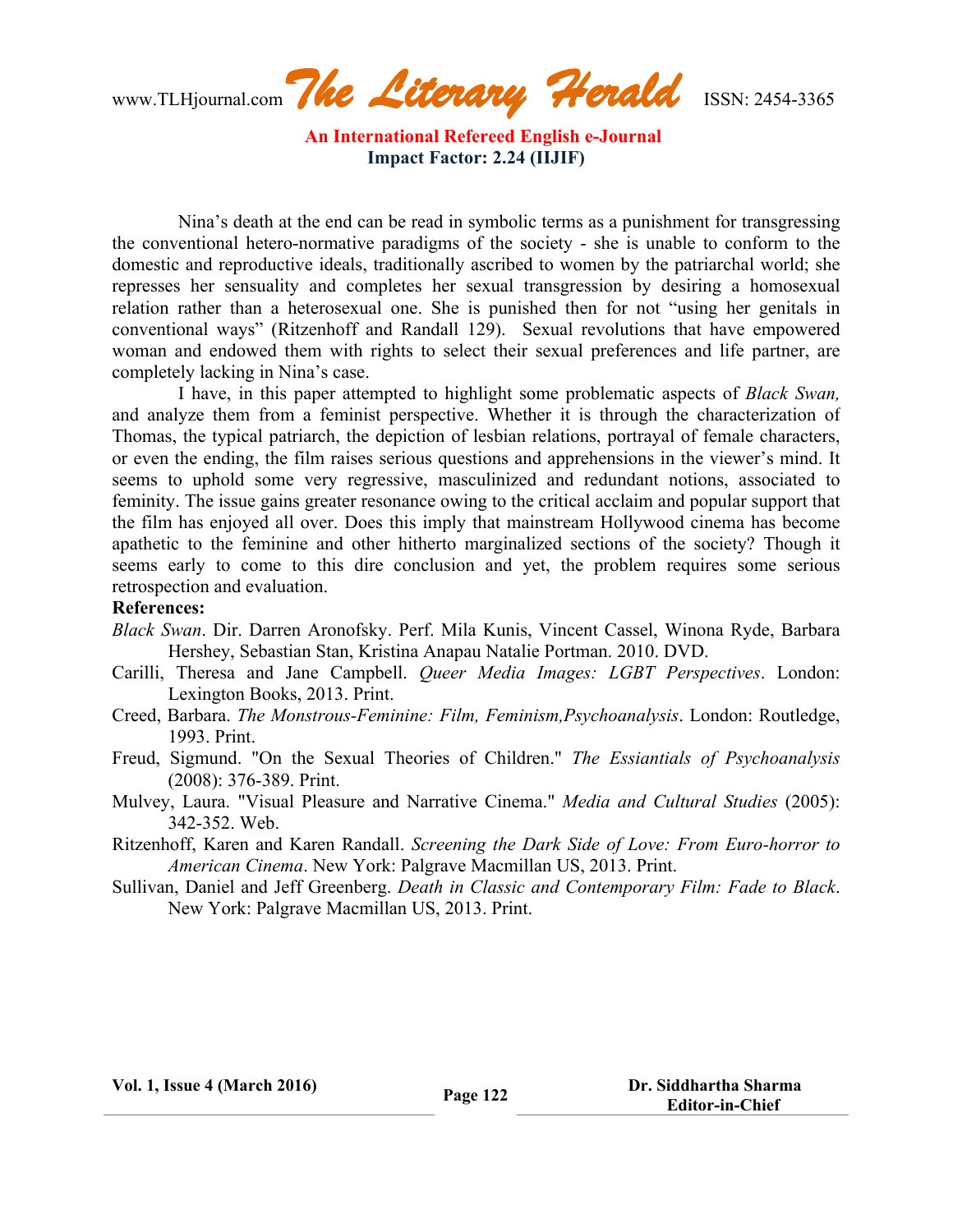Nina's death at the end can be read in symbolic terms as a punishment for transgressing the conventional hetero-normative paradigms of the society - she is unable to conform to the domestic and reproductive ideals, traditionally ascribed to women by the patriarchal world; she represses her sensuality and completes her sexual transgression by desiring a homosexual relation rather than a heterosexual one. She is punished then for not "using her genitals in conventional ways" (Ritzenhoff and Randall 129). Sexual revolutions that have empowered woman and endowed them with rights to select their sexual preferences and life partner, are completely lacking in Nina's case.

I have, in this paper attempted to highlight some problematic aspects of *Black Swan,* and analyze them from a feminist perspective. Whether it is through the characterization of Thomas, the typical patriarch, the depiction of lesbian relations, portrayal of female characters, or even the ending, the film raises serious questions and apprehensions in the viewer's mind. It seems to uphold some very regressive, masculinized and redundant notions, associated to feminity. The issue gains greater resonance owing to the critical acclaim and popular support that the film has enjoyed all over. Does this imply that mainstream Hollywood cinema has become apathetic to the feminine and other hitherto marginalized sections of the society? Though it seems early to come to this dire conclusion and yet, the problem requires some serious retrospection and evaluation.

**References:**

*Black Swan*. Dir. Darren Aronofsky. Perf. Mila Kunis, Vincent Cassel, Winona Ryde, Barbara Hershey, Sebastian Stan, Kristina Anapau Natalie Portman. 2010. DVD.

Carilli, Theresa and Jane Campbell. *Queer Media Images: LGBT Perspectives*. London: Lexington Books, 2013. Print.

Creed, Barbara. *The Monstrous-Feminine: Film, Feminism,Psychoanalysis*. London: Routledge, 1993. Print.

Freud, Sigmund. "On the Sexual Theories of Children." *The Essiantials of Psychoanalysis* (2008): 376-389. Print.

Mulvey, Laura. "Visual Pleasure and Narrative Cinema." *Media and Cultural Studies* (2005): 342-352. Web.

Ritzenhoff, Karen and Karen Randall. *Screening the Dark Side of Love: From Euro-horror to American Cinema*. New York: Palgrave Macmillan US, 2013. Print.

Sullivan, Daniel and Jeff Greenberg. *Death in Classic and Contemporary Film: Fade to Black*. New York: Palgrave Macmillan US, 2013. Print.